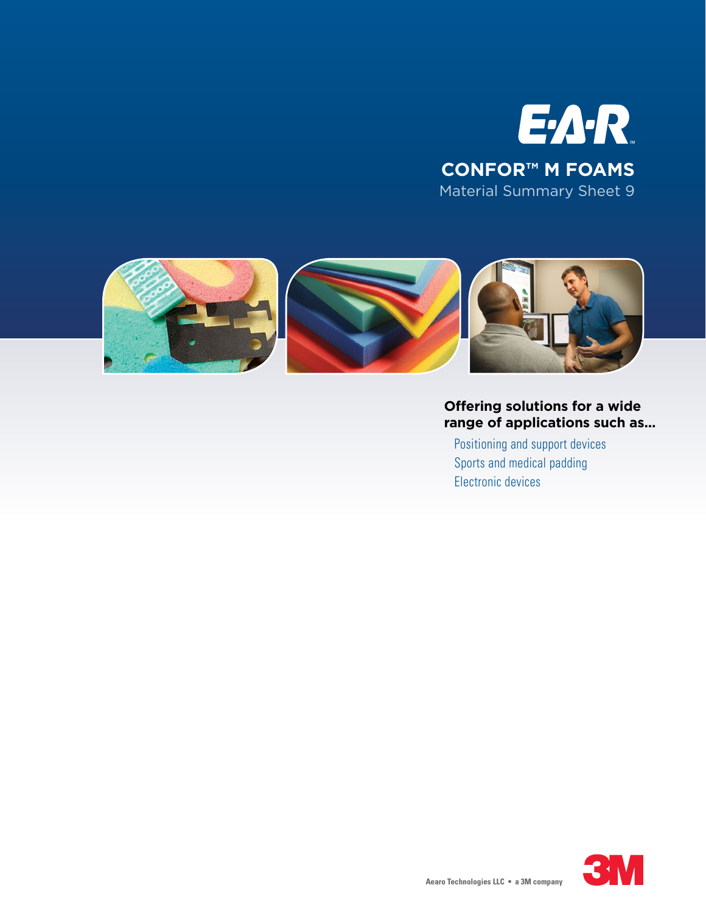# E·A·R™

## CONFOR™ M FOAMS

Material Summary Sheet 9

**Offering solutions for a wide range of applications such as...**

- Positioning and support devices
- Sports and medical padding
- Electronic devices

Aearo Technologies LLC • a 3M company

3M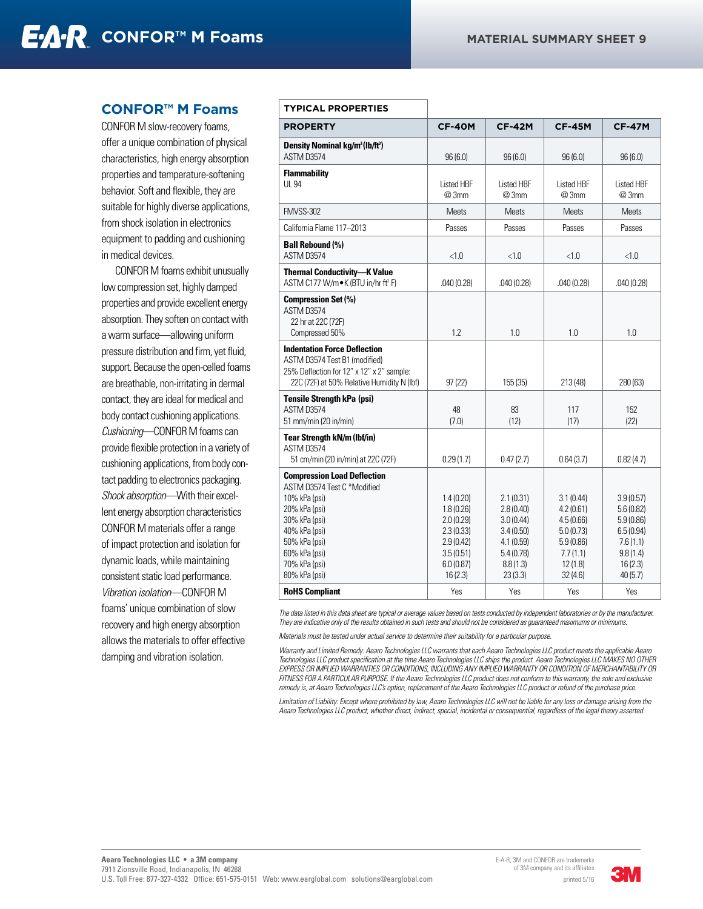## CONFOR™ M Foams

CONFOR M slow-recovery foams, offer a unique combination of physical characteristics, high energy absorption properties and temperature-softening behavior. Soft and flexible, they are suitable for highly diverse applications, from shock isolation in electronics equipment to padding and cushioning in medical devices.

CONFOR M foams exhibit unusually low compression set, highly damped properties and provide excellent energy absorption. They soften on contact with a warm surface—allowing uniform pressure distribution and firm, yet fluid, support. Because the open-celled foams are breathable, non-irritating in dermal contact, they are ideal for medical and body contact cushioning applications.

*Cushioning*—CONFOR M foams can provide flexible protection in a variety of cushioning applications, from body contact padding to electronics packaging.

*Shock absorption*—With their excellent energy absorption characteristics CONFOR M materials offer a range of impact protection and isolation for dynamic loads, while maintaining consistent static load performance.

*Vibration isolation*—CONFOR M foams' unique combination of slow recovery and high energy absorption allows the materials to offer effective damping and vibration isolation.

**TYPICAL PROPERTIES**

| PROPERTY | CF-40M | CF-42M | CF-45M | CF-47M |
|---|---|---|---|---|
| **Density Nominal kg/m³ (lb/ft³)** ASTM D3574 | 96 (6.0) | 96 (6.0) | 96 (6.0) | 96 (6.0) |
| **Flammability** UL 94 | Listed HBF @ 3mm | Listed HBF @ 3mm | Listed HBF @ 3mm | Listed HBF @ 3mm |
| FMVSS-302 | Meets | Meets | Meets | Meets |
| California Flame 117–2013 | Passes | Passes | Passes | Passes |
| **Ball Rebound (%)** ASTM D3574 | <1.0 | <1.0 | <1.0 | <1.0 |
| **Thermal Conductivity—K Value** ASTM C177 W/m•K (BTU in/hr ft² F) | .040 (0.28) | .040 (0.28) | .040 (0.28) | .040 (0.28) |
| **Compression Set (%)** ASTM D3574 22 hr at 22C (72F) Compressed 50% | 1.2 | 1.0 | 1.0 | 1.0 |
| **Indentation Force Deflection** ASTM D3574 Test B1 (modified) 25% Deflection for 12" x 12" x 2" sample: 22C (72F) at 50% Relative Humidity N (lbf) | 97 (22) | 155 (35) | 213 (48) | 280 (63) |
| **Tensile Strength kPa (psi)** ASTM D3574 51 mm/min (20 in/min) | 48 (7.0) | 83 (12) | 117 (17) | 152 (22) |
| **Tear Strength kN/m (lbf/in)** ASTM D3574 51 cm/min (20 in/min) at 22C (72F) | 0.29 (1.7) | 0.47 (2.7) | 0.64 (3.7) | 0.82 (4.7) |
| **Compression Load Deflection** ASTM D3574 Test C *Modified | | | | |
| 10% kPa (psi) | 1.4 (0.20) | 2.1 (0.31) | 3.1 (0.44) | 3.9 (0.57) |
| 20% kPa (psi) | 1.8 (0.26) | 2.8 (0.40) | 4.2 (0.61) | 5.6 (0.82) |
| 30% kPa (psi) | 2.0 (0.29) | 3.0 (0.44) | 4.5 (0.66) | 5.9 (0.86) |
| 40% kPa (psi) | 2.3 (0.33) | 3.4 (0.50) | 5.0 (0.73) | 6.5 (0.94) |
| 50% kPa (psi) | 2.9 (0.42) | 4.1 (0.59) | 5.9 (0.86) | 7.6 (1.1) |
| 60% kPa (psi) | 3.5 (0.51) | 5.4 (0.78) | 7.7 (1.1) | 9.8 (1.4) |
| 70% kPa (psi) | 6.0 (0.87) | 8.8 (1.3) | 12 (1.8) | 16 (2.3) |
| 80% kPa (psi) | 16 (2.3) | 23 (3.3) | 32 (4.6) | 40 (5.7) |
| **RoHS Compliant** | Yes | Yes | Yes | Yes |

*The data listed in this data sheet are typical or average values based on tests conducted by independent laboratories or by the manufacturer. They are indicative only of the results obtained in such tests and should not be considered as guaranteed maximums or minimums.*

*Materials must be tested under actual service to determine their suitability for a particular purpose.*

*Warranty and Limited Remedy: Aearo Technologies LLC warrants that each Aearo Technologies LLC product meets the applicable Aearo Technologies LLC product specification at the time Aearo Technologies LLC ships the product. Aearo Technologies LLC MAKES NO OTHER EXPRESS OR IMPLIED WARRANTIES OR CONDITIONS, INCLUDING ANY IMPLIED WARRANTY OR CONDITION OF MERCHANTABILITY OR FITNESS FOR A PARTICULAR PURPOSE. If the Aearo Technologies LLC product does not conform to this warranty, the sole and exclusive remedy is, at Aearo Technologies LLC's option, replacement of the Aearo Technologies LLC product or refund of the purchase price.*

*Limitation of Liability: Except where prohibited by law, Aearo Technologies LLC will not be liable for any loss or damage arising from the Aearo Technologies LLC product, whether direct, indirect, special, incidental or consequential, regardless of the legal theory asserted.*

**Aearo Technologies LLC • a 3M company**
7911 Zionsville Road, Indianapolis, IN 46268
U.S. Toll Free: 877-327-4332 Office: 651-575-0151 Web: www.earglobal.com solutions@earglobal.com

E-A-R, 3M and CONFOR are trademarks of 3M company and its affiliates

printed 5/16